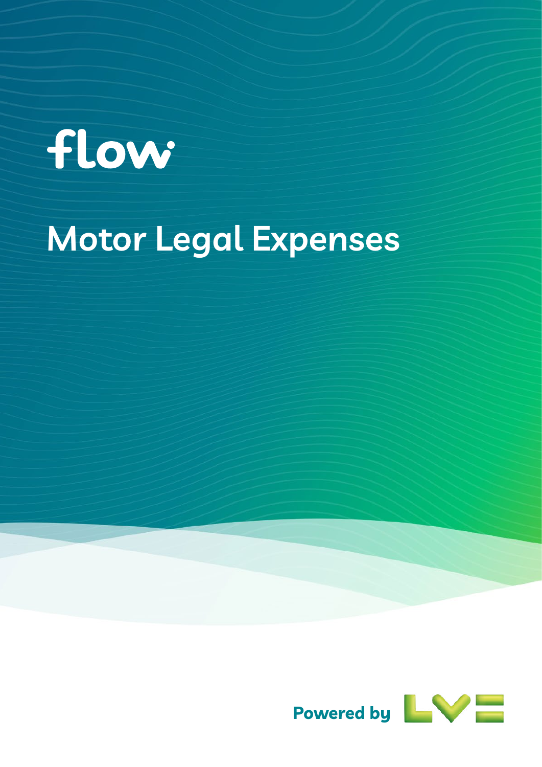flow

# Motor Legal Expenses

Powered by LV=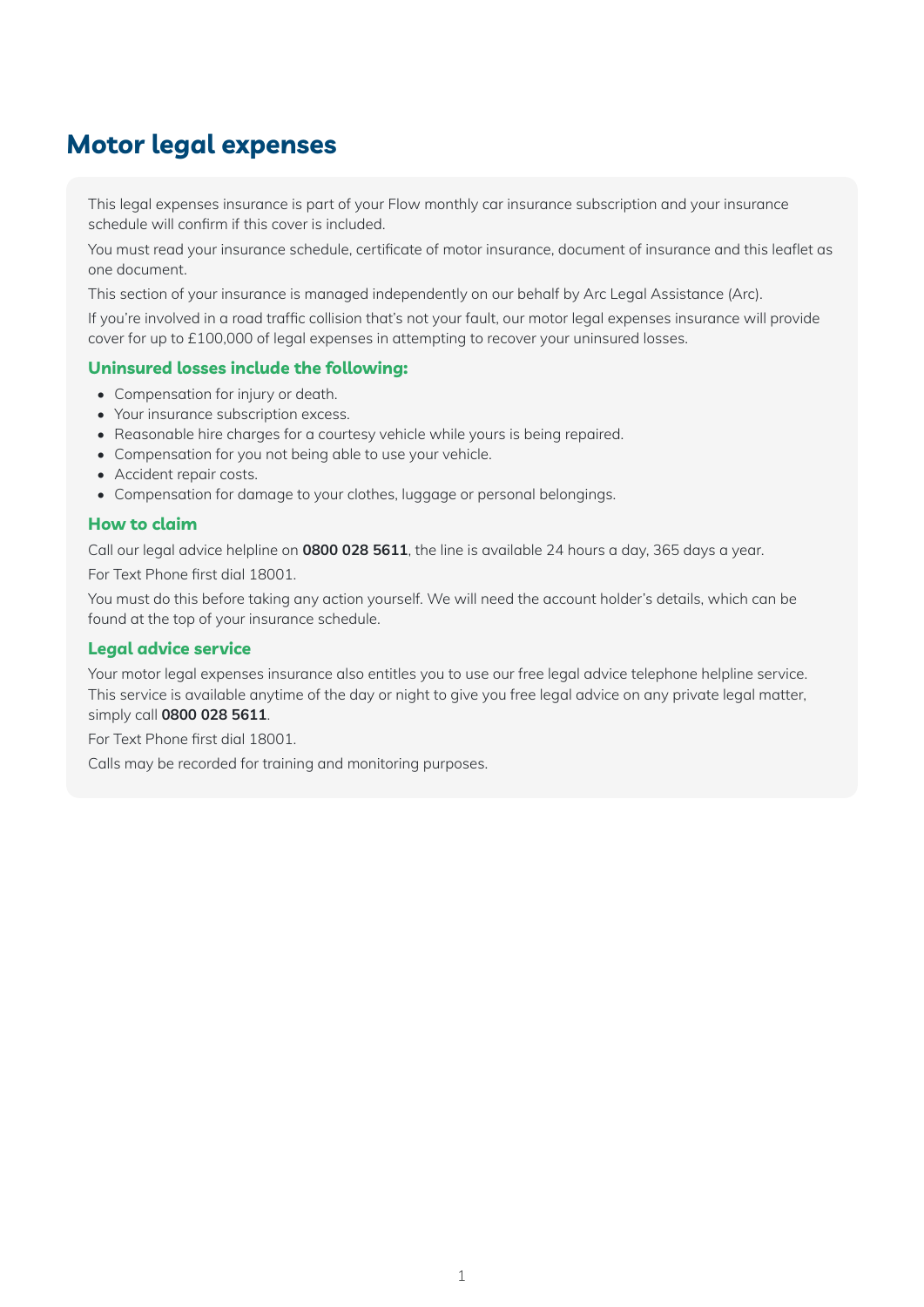# Motor legal expenses

This legal expenses insurance is part of your Flow monthly car insurance subscription and your insurance schedule will confirm if this cover is included.

You must read your insurance schedule, certificate of motor insurance, document of insurance and this leaflet as one document.

This section of your insurance is managed independently on our behalf by Arc Legal Assistance (Arc).

If you're involved in a road traffic collision that's not your fault, our motor legal expenses insurance will provide cover for up to £100,000 of legal expenses in attempting to recover your uninsured losses.

## Uninsured losses include the following:

- Compensation for injury or death.
- Your insurance subscription excess.
- Reasonable hire charges for a courtesy vehicle while yours is being repaired.
- Compensation for you not being able to use your vehicle.
- Accident repair costs.
- Compensation for damage to your clothes, luggage or personal belongings.

## How to claim

Call our legal advice helpline on **0800 028 5611**, the line is available 24 hours a day, 365 days a year.

For Text Phone first dial 18001.

You must do this before taking any action yourself. We will need the account holder's details, which can be found at the top of your insurance schedule.

## Legal advice service

Your motor legal expenses insurance also entitles you to use our free legal advice telephone helpline service. This service is available anytime of the day or night to give you free legal advice on any private legal matter, simply call **0800 028 5611**.

For Text Phone first dial 18001.

Calls may be recorded for training and monitoring purposes.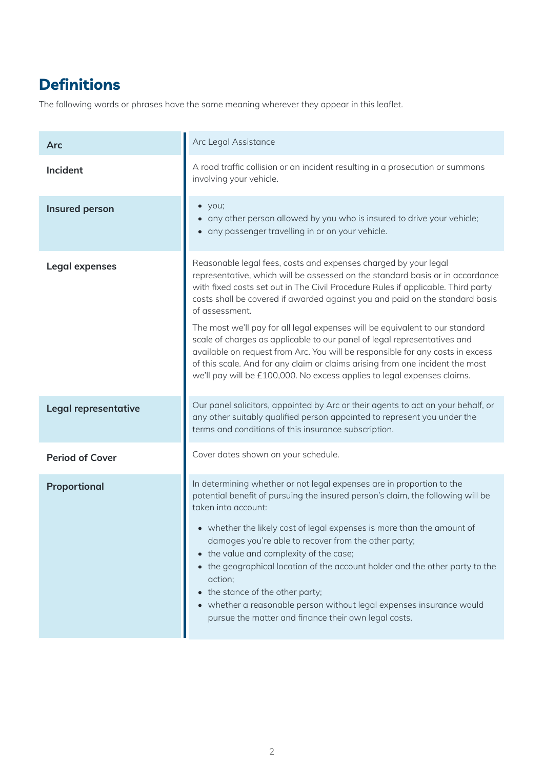# Definitions

The following words or phrases have the same meaning wherever they appear in this leaflet.

| Term | Definition |
|---|---|
| **Arc** | Arc Legal Assistance |
| **Incident** | A road traffic collision or an incident resulting in a prosecution or summons involving your vehicle. |
| **Insured person** | • you;<br>• any other person allowed by you who is insured to drive your vehicle;<br>• any passenger travelling in or on your vehicle. |
| **Legal expenses** | Reasonable legal fees, costs and expenses charged by your legal representative, which will be assessed on the standard basis or in accordance with fixed costs set out in The Civil Procedure Rules if applicable. Third party costs shall be covered if awarded against you and paid on the standard basis of assessment.<br><br>The most we'll pay for all legal expenses will be equivalent to our standard scale of charges as applicable to our panel of legal representatives and available on request from Arc. You will be responsible for any costs in excess of this scale. And for any claim or claims arising from one incident the most we'll pay will be £100,000. No excess applies to legal expenses claims. |
| **Legal representative** | Our panel solicitors, appointed by Arc or their agents to act on your behalf, or any other suitably qualified person appointed to represent you under the terms and conditions of this insurance subscription. |
| **Period of Cover** | Cover dates shown on your schedule. |
| **Proportional** | In determining whether or not legal expenses are in proportion to the potential benefit of pursuing the insured person's claim, the following will be taken into account:<br><br>• whether the likely cost of legal expenses is more than the amount of damages you're able to recover from the other party;<br>• the value and complexity of the case;<br>• the geographical location of the account holder and the other party to the action;<br>• the stance of the other party;<br>• whether a reasonable person without legal expenses insurance would pursue the matter and finance their own legal costs. |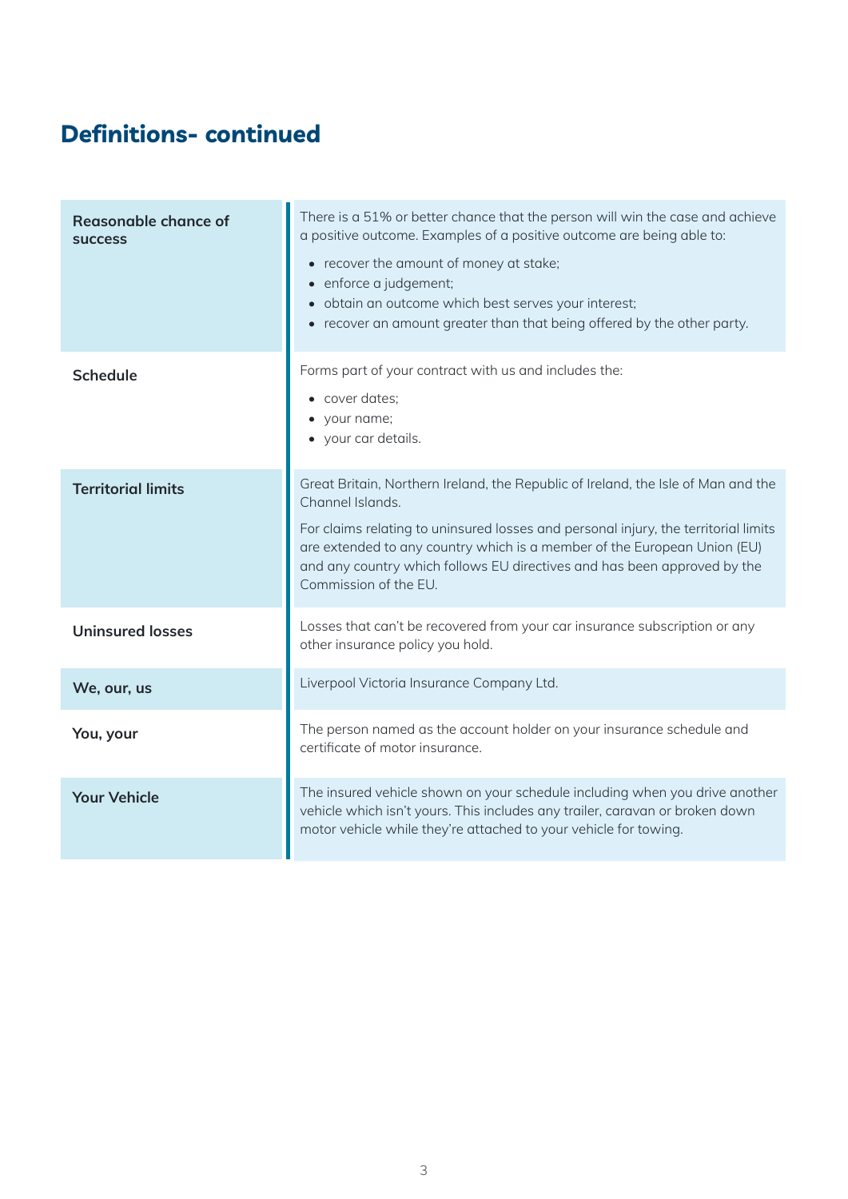## Definitions- continued

| | |
|---|---|
| **Reasonable chance of success** | There is a 51% or better chance that the person will win the case and achieve a positive outcome. Examples of a positive outcome are being able to:<br>• recover the amount of money at stake;<br>• enforce a judgement;<br>• obtain an outcome which best serves your interest;<br>• recover an amount greater than that being offered by the other party. |
| **Schedule** | Forms part of your contract with us and includes the:<br>• cover dates;<br>• your name;<br>• your car details. |
| **Territorial limits** | Great Britain, Northern Ireland, the Republic of Ireland, the Isle of Man and the Channel Islands.<br>For claims relating to uninsured losses and personal injury, the territorial limits are extended to any country which is a member of the European Union (EU) and any country which follows EU directives and has been approved by the Commission of the EU. |
| **Uninsured losses** | Losses that can't be recovered from your car insurance subscription or any other insurance policy you hold. |
| **We, our, us** | Liverpool Victoria Insurance Company Ltd. |
| **You, your** | The person named as the account holder on your insurance schedule and certificate of motor insurance. |
| **Your Vehicle** | The insured vehicle shown on your schedule including when you drive another vehicle which isn't yours. This includes any trailer, caravan or broken down motor vehicle while they're attached to your vehicle for towing. |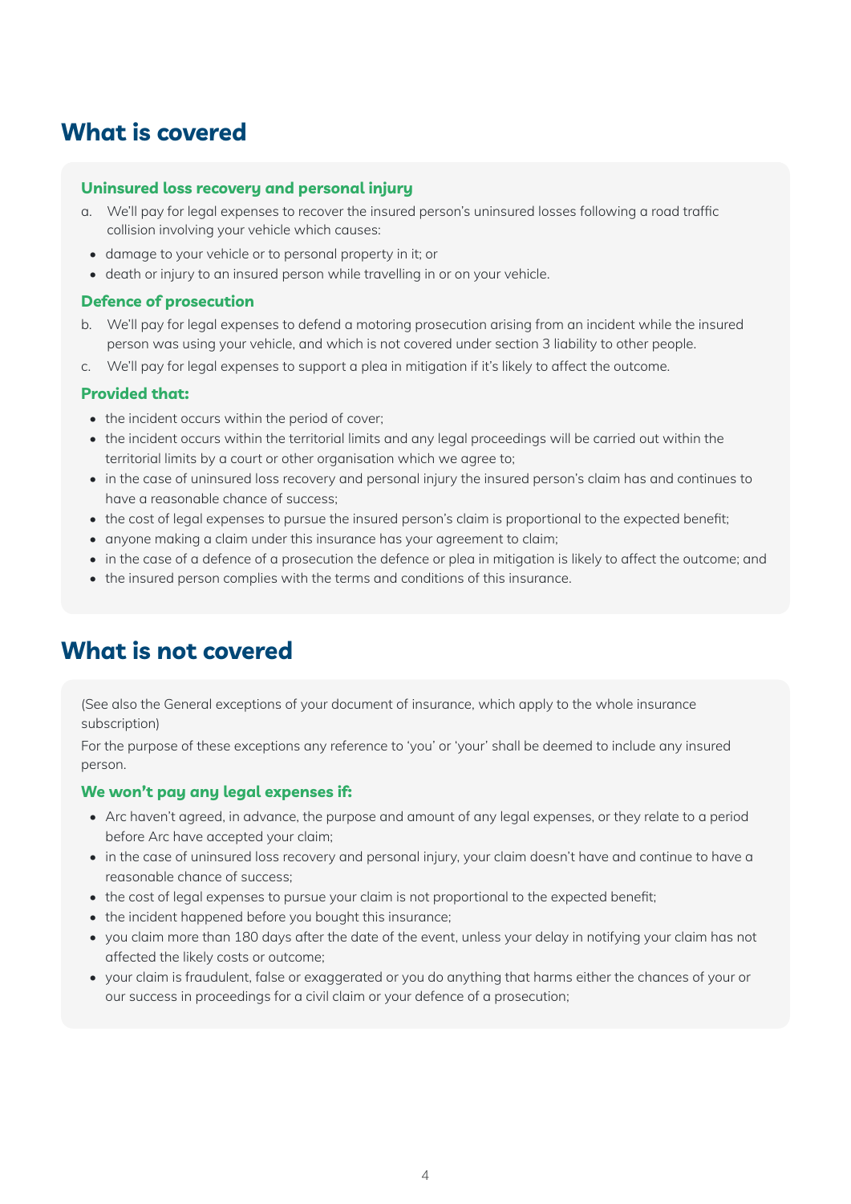## What is covered

### Uninsured loss recovery and personal injury

a. We'll pay for legal expenses to recover the insured person's uninsured losses following a road traffic collision involving your vehicle which causes:

- damage to your vehicle or to personal property in it; or
- death or injury to an insured person while travelling in or on your vehicle.

### Defence of prosecution

b. We'll pay for legal expenses to defend a motoring prosecution arising from an incident while the insured person was using your vehicle, and which is not covered under section 3 liability to other people.

c. We'll pay for legal expenses to support a plea in mitigation if it's likely to affect the outcome.

### Provided that:

- the incident occurs within the period of cover;
- the incident occurs within the territorial limits and any legal proceedings will be carried out within the territorial limits by a court or other organisation which we agree to;
- in the case of uninsured loss recovery and personal injury the insured person's claim has and continues to have a reasonable chance of success;
- the cost of legal expenses to pursue the insured person's claim is proportional to the expected benefit;
- anyone making a claim under this insurance has your agreement to claim;
- in the case of a defence of a prosecution the defence or plea in mitigation is likely to affect the outcome; and
- the insured person complies with the terms and conditions of this insurance.

## What is not covered

(See also the General exceptions of your document of insurance, which apply to the whole insurance subscription)

For the purpose of these exceptions any reference to 'you' or 'your' shall be deemed to include any insured person.

### We won't pay any legal expenses if:

- Arc haven't agreed, in advance, the purpose and amount of any legal expenses, or they relate to a period before Arc have accepted your claim;
- in the case of uninsured loss recovery and personal injury, your claim doesn't have and continue to have a reasonable chance of success;
- the cost of legal expenses to pursue your claim is not proportional to the expected benefit;
- the incident happened before you bought this insurance;
- you claim more than 180 days after the date of the event, unless your delay in notifying your claim has not affected the likely costs or outcome;
- your claim is fraudulent, false or exaggerated or you do anything that harms either the chances of your or our success in proceedings for a civil claim or your defence of a prosecution;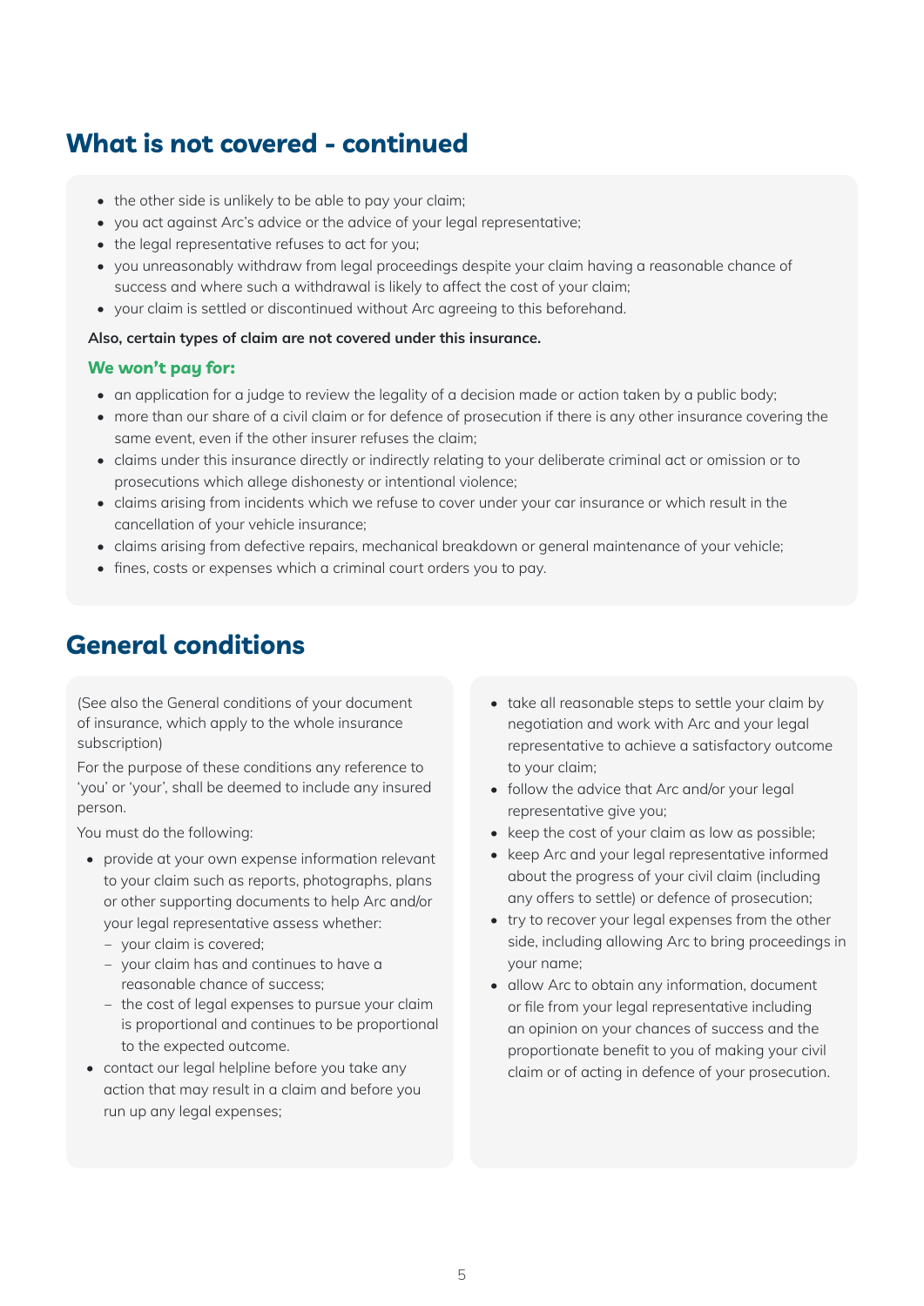## What is not covered - continued

- the other side is unlikely to be able to pay your claim;
- you act against Arc's advice or the advice of your legal representative;
- the legal representative refuses to act for you;
- you unreasonably withdraw from legal proceedings despite your claim having a reasonable chance of success and where such a withdrawal is likely to affect the cost of your claim;
- your claim is settled or discontinued without Arc agreeing to this beforehand.

**Also, certain types of claim are not covered under this insurance.**

### We won't pay for:

- an application for a judge to review the legality of a decision made or action taken by a public body;
- more than our share of a civil claim or for defence of prosecution if there is any other insurance covering the same event, even if the other insurer refuses the claim;
- claims under this insurance directly or indirectly relating to your deliberate criminal act or omission or to prosecutions which allege dishonesty or intentional violence;
- claims arising from incidents which we refuse to cover under your car insurance or which result in the cancellation of your vehicle insurance;
- claims arising from defective repairs, mechanical breakdown or general maintenance of your vehicle;
- fines, costs or expenses which a criminal court orders you to pay.

## General conditions

(See also the General conditions of your document of insurance, which apply to the whole insurance subscription)

For the purpose of these conditions any reference to 'you' or 'your', shall be deemed to include any insured person.

You must do the following:

- provide at your own expense information relevant to your claim such as reports, photographs, plans or other supporting documents to help Arc and/or your legal representative assess whether:
  - your claim is covered;
  - your claim has and continues to have a reasonable chance of success;
  - the cost of legal expenses to pursue your claim is proportional and continues to be proportional to the expected outcome.
- contact our legal helpline before you take any action that may result in a claim and before you run up any legal expenses;
- take all reasonable steps to settle your claim by negotiation and work with Arc and your legal representative to achieve a satisfactory outcome to your claim;
- follow the advice that Arc and/or your legal representative give you;
- keep the cost of your claim as low as possible;
- keep Arc and your legal representative informed about the progress of your civil claim (including any offers to settle) or defence of prosecution;
- try to recover your legal expenses from the other side, including allowing Arc to bring proceedings in your name;
- allow Arc to obtain any information, document or file from your legal representative including an opinion on your chances of success and the proportionate benefit to you of making your civil claim or of acting in defence of your prosecution.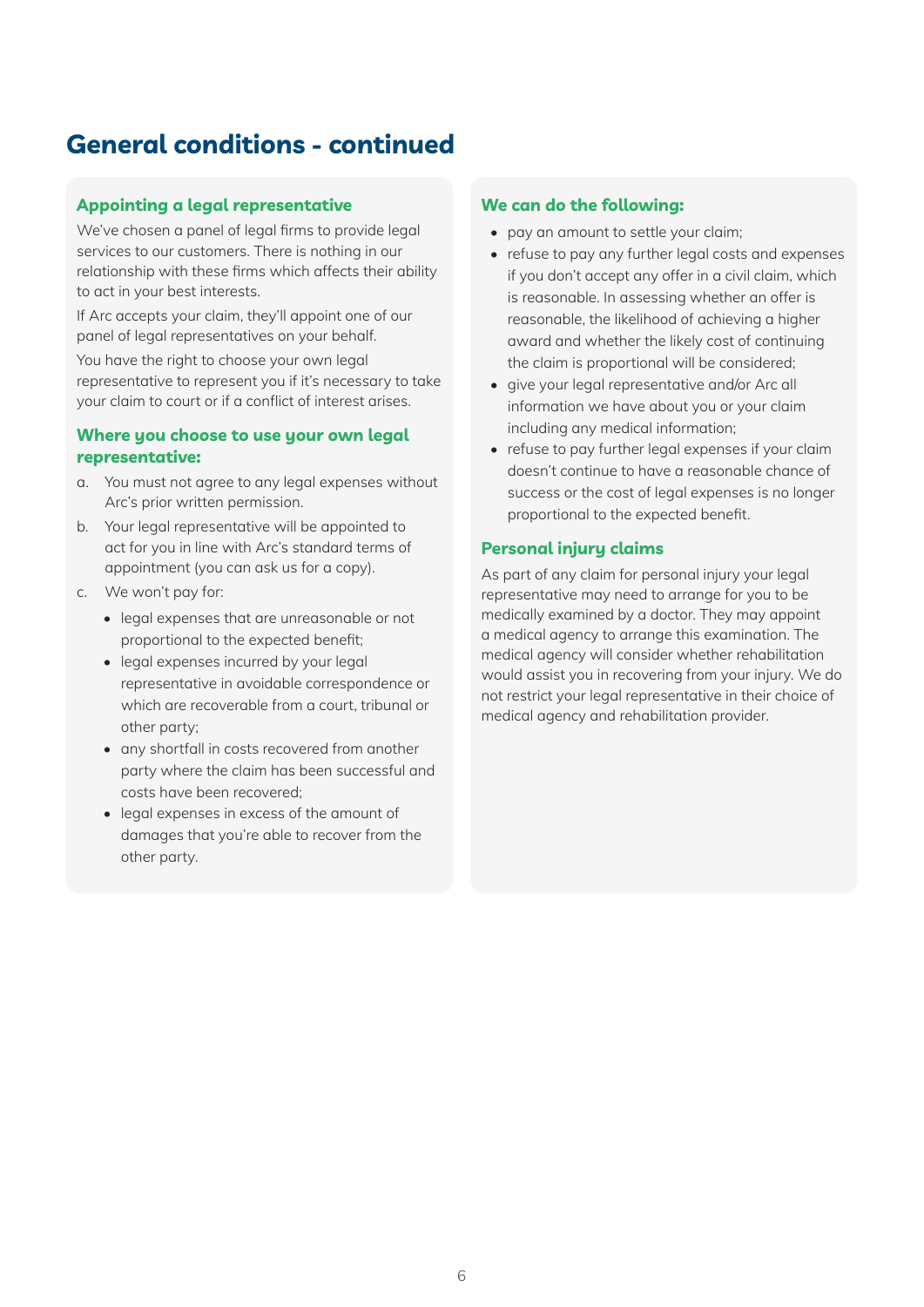# General conditions - continued

### Appointing a legal representative

We've chosen a panel of legal firms to provide legal services to our customers. There is nothing in our relationship with these firms which affects their ability to act in your best interests.

If Arc accepts your claim, they'll appoint one of our panel of legal representatives on your behalf.

You have the right to choose your own legal representative to represent you if it's necessary to take your claim to court or if a conflict of interest arises.

### Where you choose to use your own legal representative:

a. You must not agree to any legal expenses without Arc's prior written permission.

b. Your legal representative will be appointed to act for you in line with Arc's standard terms of appointment (you can ask us for a copy).

c. We won't pay for:

- legal expenses that are unreasonable or not proportional to the expected benefit;
- legal expenses incurred by your legal representative in avoidable correspondence or which are recoverable from a court, tribunal or other party;
- any shortfall in costs recovered from another party where the claim has been successful and costs have been recovered;
- legal expenses in excess of the amount of damages that you're able to recover from the other party.

### We can do the following:

- pay an amount to settle your claim;
- refuse to pay any further legal costs and expenses if you don't accept any offer in a civil claim, which is reasonable. In assessing whether an offer is reasonable, the likelihood of achieving a higher award and whether the likely cost of continuing the claim is proportional will be considered;
- give your legal representative and/or Arc all information we have about you or your claim including any medical information;
- refuse to pay further legal expenses if your claim doesn't continue to have a reasonable chance of success or the cost of legal expenses is no longer proportional to the expected benefit.

### Personal injury claims

As part of any claim for personal injury your legal representative may need to arrange for you to be medically examined by a doctor. They may appoint a medical agency to arrange this examination. The medical agency will consider whether rehabilitation would assist you in recovering from your injury. We do not restrict your legal representative in their choice of medical agency and rehabilitation provider.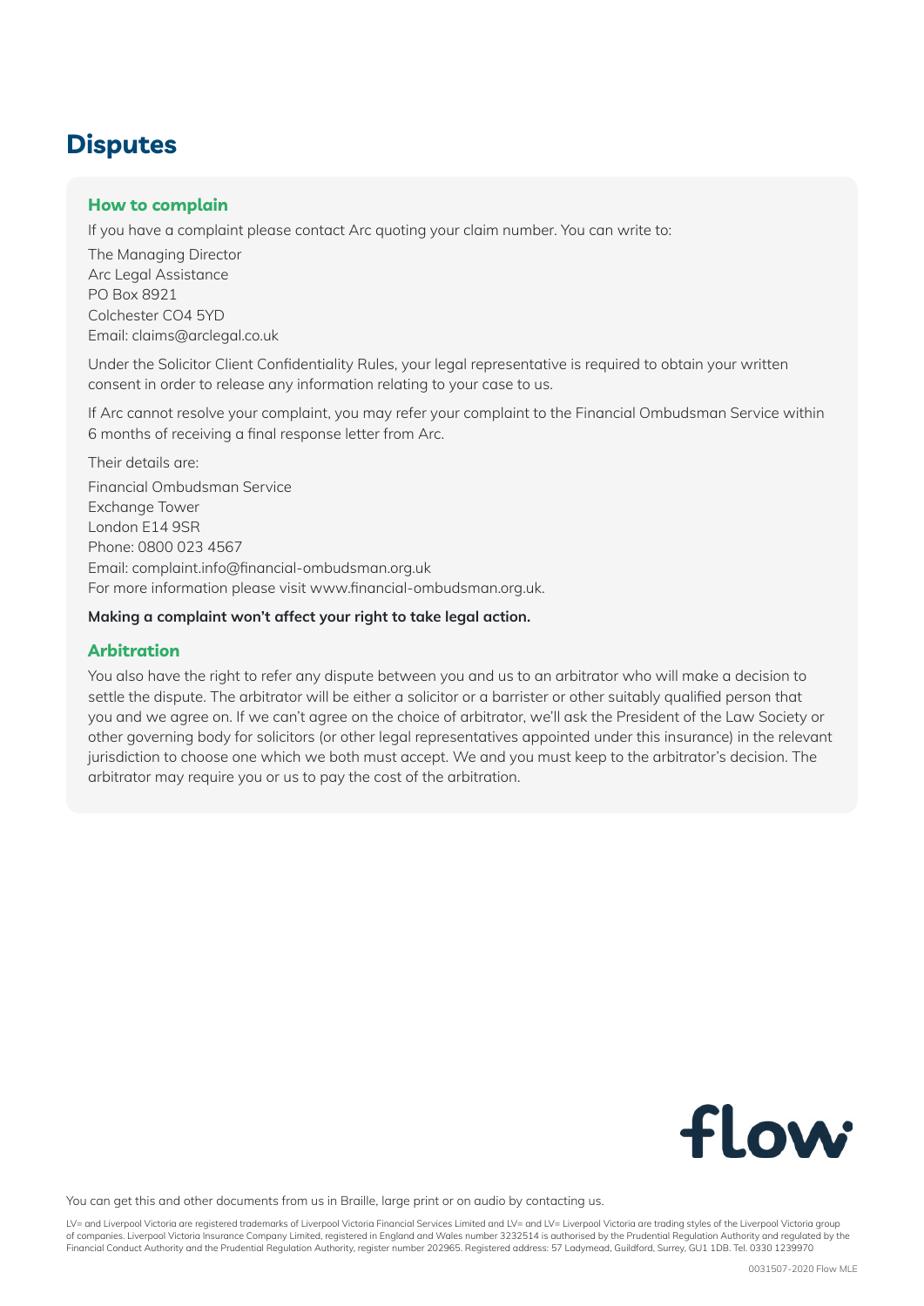# Disputes

## How to complain

If you have a complaint please contact Arc quoting your claim number. You can write to:

The Managing Director
Arc Legal Assistance
PO Box 8921
Colchester CO4 5YD
Email: claims@arclegal.co.uk

Under the Solicitor Client Confidentiality Rules, your legal representative is required to obtain your written consent in order to release any information relating to your case to us.

If Arc cannot resolve your complaint, you may refer your complaint to the Financial Ombudsman Service within 6 months of receiving a final response letter from Arc.

Their details are:

Financial Ombudsman Service
Exchange Tower
London E14 9SR
Phone: 0800 023 4567
Email: complaint.info@financial-ombudsman.org.uk
For more information please visit www.financial-ombudsman.org.uk.

**Making a complaint won't affect your right to take legal action.**

## Arbitration

You also have the right to refer any dispute between you and us to an arbitrator who will make a decision to settle the dispute. The arbitrator will be either a solicitor or a barrister or other suitably qualified person that you and we agree on. If we can't agree on the choice of arbitrator, we'll ask the President of the Law Society or other governing body for solicitors (or other legal representatives appointed under this insurance) in the relevant jurisdiction to choose one which we both must accept. We and you must keep to the arbitrator's decision. The arbitrator may require you or us to pay the cost of the arbitration.

flow

You can get this and other documents from us in Braille, large print or on audio by contacting us.

LV= and Liverpool Victoria are registered trademarks of Liverpool Victoria Financial Services Limited and LV= and LV= Liverpool Victoria are trading styles of the Liverpool Victoria group of companies. Liverpool Victoria Insurance Company Limited, registered in England and Wales number 3232514 is authorised by the Prudential Regulation Authority and regulated by the Financial Conduct Authority and the Prudential Regulation Authority, register number 202965. Registered address: 57 Ladymead, Guildford, Surrey, GU1 1DB. Tel. 0330 1239970

0031507-2020 Flow MLE